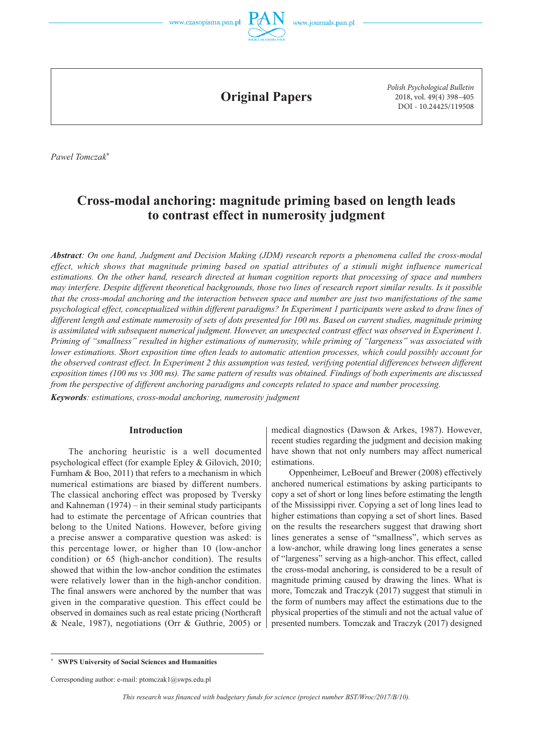# Original Papers

Pawel Tomczak[*]

## Cross-modal anchoring: magnitude priming based on length leads to contrast effect in numerosity judgment

***Abstract**: On one hand, Judgment and Decision Making (JDM) research reports a phenomena called the cross-modal effect, which shows that magnitude priming based on spatial attributes of a stimuli might influence numerical estimations. On the other hand, research directed at human cognition reports that processing of space and numbers may interfere. Despite different theoretical backgrounds, those two lines of research report similar results. Is it possible that the cross-modal anchoring and the interaction between space and number are just two manifestations of the same psychological effect, conceptualized within different paradigms? In Experiment 1 participants were asked to draw lines of different length and estimate numerosity of sets of dots presented for 100 ms. Based on current studies, magnitude priming is assimilated with subsequent numerical judgment. However, an unexpected contrast effect was observed in Experiment 1. Priming of "smallness" resulted in higher estimations of numerosity, while priming of "largeness" was associated with lower estimations. Short exposition time often leads to automatic attention processes, which could possibly account for the observed contrast effect. In Experiment 2 this assumption was tested, verifying potential differences between different exposition times (100 ms vs 300 ms). The same pattern of results was obtained. Findings of both experiments are discussed from the perspective of different anchoring paradigms and concepts related to space and number processing.*

***Keywords**: estimations, cross-modal anchoring, numerosity judgment*

### Introduction

The anchoring heuristic is a well documented psychological effect (for example Epley & Gilovich, 2010; Furnham & Boo, 2011) that refers to a mechanism in which numerical estimations are biased by different numbers. The classical anchoring effect was proposed by Tversky and Kahneman (1974) – in their seminal study participants had to estimate the percentage of African countries that belong to the United Nations. However, before giving a precise answer a comparative question was asked: is this percentage lower, or higher than 10 (low-anchor condition) or 65 (high-anchor condition). The results showed that within the low-anchor condition the estimates were relatively lower than in the high-anchor condition. The final answers were anchored by the number that was given in the comparative question. This effect could be observed in domaines such as real estate pricing (Northcraft & Neale, 1987), negotiations (Orr & Guthrie, 2005) or medical diagnostics (Dawson & Arkes, 1987). However, recent studies regarding the judgment and decision making have shown that not only numbers may affect numerical estimations.

Oppenheimer, LeBoeuf and Brewer (2008) effectively anchored numerical estimations by asking participants to copy a set of short or long lines before estimating the length of the Mississippi river. Copying a set of long lines lead to higher estimations than copying a set of short lines. Based on the results the researchers suggest that drawing short lines generates a sense of "smallness", which serves as a low-anchor, while drawing long lines generates a sense of "largeness" serving as a high-anchor. This effect, called the cross-modal anchoring, is considered to be a result of magnitude priming caused by drawing the lines. What is more, Tomczak and Traczyk (2017) suggest that stimuli in the form of numbers may affect the estimations due to the physical properties of the stimuli and not the actual value of presented numbers. Tomczak and Traczyk (2017) designed

---

[*] **SWPS University of Social Sciences and Humanities**

Corresponding author: e-mail: ptomczak1@swps.edu.pl

*This research was financed with budgetary funds for science (project number BST/Wroc/2017/B/10).*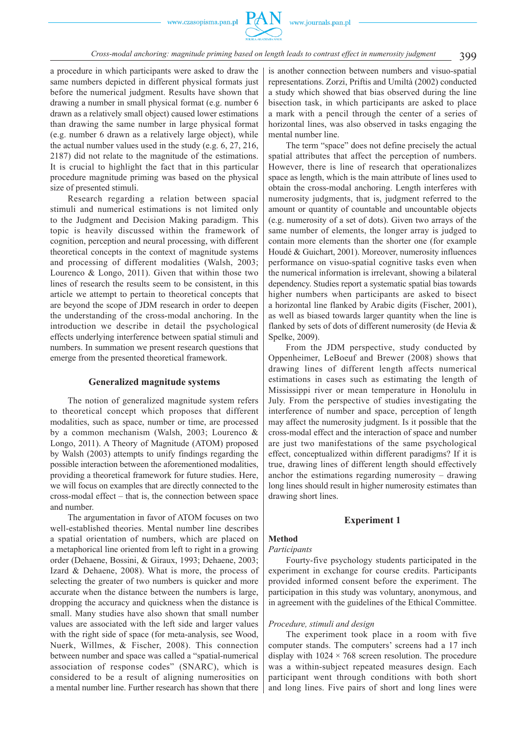a procedure in which participants were asked to draw the same numbers depicted in different physical formats just before the numerical judgment. Results have shown that drawing a number in small physical format (e.g. number 6 drawn as a relatively small object) caused lower estimations than drawing the same number in large physical format (e.g. number 6 drawn as a relatively large object), while the actual number values used in the study (e.g. 6, 27, 216, 2187) did not relate to the magnitude of the estimations. It is crucial to highlight the fact that in this particular procedure magnitude priming was based on the physical size of presented stimuli.

Research regarding a relation between spacial stimuli and numerical estimations is not limited only to the Judgment and Decision Making paradigm. This topic is heavily discussed within the framework of cognition, perception and neural processing, with different theoretical concepts in the context of magnitude systems and processing of different modalities (Walsh, 2003; Lourenco & Longo, 2011). Given that within those two lines of research the results seem to be consistent, in this article we attempt to pertain to theoretical concepts that are beyond the scope of JDM research in order to deepen the understanding of the cross-modal anchoring. In the introduction we describe in detail the psychological effects underlying interference between spatial stimuli and numbers. In summation we present research questions that emerge from the presented theoretical framework.

## Generalized magnitude systems

The notion of generalized magnitude system refers to theoretical concept which proposes that different modalities, such as space, number or time, are processed by a common mechanism (Walsh, 2003; Lourenco & Longo, 2011). A Theory of Magnitude (ATOM) proposed by Walsh (2003) attempts to unify findings regarding the possible interaction between the aforementioned modalities, providing a theoretical framework for future studies. Here, we will focus on examples that are directly connected to the cross-modal effect – that is, the connection between space and number.

The argumentation in favor of ATOM focuses on two well-established theories. Mental number line describes a spatial orientation of numbers, which are placed on a metaphorical line oriented from left to right in a growing order (Dehaene, Bossini, & Giraux, 1993; Dehaene, 2003; Izard & Dehaene, 2008). What is more, the process of selecting the greater of two numbers is quicker and more accurate when the distance between the numbers is large, dropping the accuracy and quickness when the distance is small. Many studies have also shown that small number values are associated with the left side and larger values with the right side of space (for meta-analysis, see Wood, Nuerk, Willmes, & Fischer, 2008). This connection between number and space was called a "spatial-numerical association of response codes" (SNARC), which is considered to be a result of aligning numerosities on a mental number line. Further research has shown that there is another connection between numbers and visuo-spatial representations. Zorzi, Priftis and Umiltà (2002) conducted a study which showed that bias observed during the line bisection task, in which participants are asked to place a mark with a pencil through the center of a series of horizontal lines, was also observed in tasks engaging the mental number line.

The term "space" does not define precisely the actual spatial attributes that affect the perception of numbers. However, there is line of research that operationalizes space as length, which is the main attribute of lines used to obtain the cross-modal anchoring. Length interferes with numerosity judgments, that is, judgment referred to the amount or quantity of countable and uncountable objects (e.g. numerosity of a set of dots). Given two arrays of the same number of elements, the longer array is judged to contain more elements than the shorter one (for example Houdé & Guichart, 2001). Moreover, numerosity influences performance on visuo-spatial cognitive tasks even when the numerical information is irrelevant, showing a bilateral dependency. Studies report a systematic spatial bias towards higher numbers when participants are asked to bisect a horizontal line flanked by Arabic digits (Fischer, 2001), as well as biased towards larger quantity when the line is flanked by sets of dots of different numerosity (de Hevia & Spelke, 2009).

From the JDM perspective, study conducted by Oppenheimer, LeBoeuf and Brewer (2008) shows that drawing lines of different length affects numerical estimations in cases such as estimating the length of Mississippi river or mean temperature in Honolulu in July. From the perspective of studies investigating the interference of number and space, perception of length may affect the numerosity judgment. Is it possible that the cross-modal effect and the interaction of space and number are just two manifestations of the same psychological effect, conceptualized within different paradigms? If it is true, drawing lines of different length should effectively anchor the estimations regarding numerosity – drawing long lines should result in higher numerosity estimates than drawing short lines.

## Experiment 1

### Method

*Participants*

Fourty-five psychology students participated in the experiment in exchange for course credits. Participants provided informed consent before the experiment. The participation in this study was voluntary, anonymous, and in agreement with the guidelines of the Ethical Committee.

*Procedure, stimuli and design*

The experiment took place in a room with five computer stands. The computers' screens had a 17 inch display with 1024 × 768 screen resolution. The procedure was a within-subject repeated measures design. Each participant went through conditions with both short and long lines. Five pairs of short and long lines were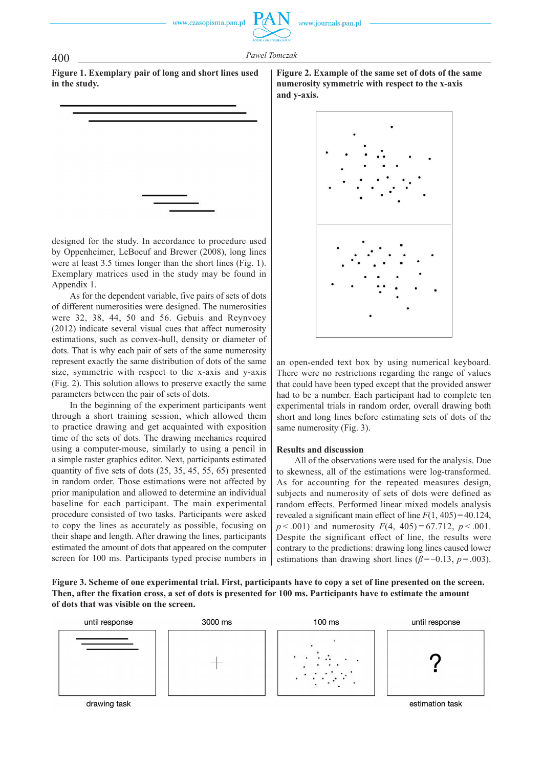**Figure 1. Exemplary pair of long and short lines used in the study.**

**Figure 2. Example of the same set of dots of the same numerosity symmetric with respect to the x-axis and y-axis.**

designed for the study. In accordance to procedure used by Oppenheimer, LeBoeuf and Brewer (2008), long lines were at least 3.5 times longer than the short lines (Fig. 1). Exemplary matrices used in the study may be found in Appendix 1.

As for the dependent variable, five pairs of sets of dots of different numerosities were designed. The numerosities were 32, 38, 44, 50 and 56. Gebuis and Reynvoey (2012) indicate several visual cues that affect numerosity estimations, such as convex-hull, density or diameter of dots. That is why each pair of sets of the same numerosity represent exactly the same distribution of dots of the same size, symmetric with respect to the x-axis and y-axis (Fig. 2). This solution allows to preserve exactly the same parameters between the pair of sets of dots.

In the beginning of the experiment participants went through a short training session, which allowed them to practice drawing and get acquainted with exposition time of the sets of dots. The drawing mechanics required using a computer-mouse, similarly to using a pencil in a simple raster graphics editor. Next, participants estimated quantity of five sets of dots (25, 35, 45, 55, 65) presented in random order. Those estimations were not affected by prior manipulation and allowed to determine an individual baseline for each participant. The main experimental procedure consisted of two tasks. Participants were asked to copy the lines as accurately as possible, focusing on their shape and length. After drawing the lines, participants estimated the amount of dots that appeared on the computer screen for 100 ms. Participants typed precise numbers in an open-ended text box by using numerical keyboard. There were no restrictions regarding the range of values that could have been typed except that the provided answer had to be a number. Each participant had to complete ten experimental trials in random order, overall drawing both short and long lines before estimating sets of dots of the same numerosity (Fig. 3).

**Results and discussion**

All of the observations were used for the analysis. Due to skewness, all of the estimations were log-transformed. As for accounting for the repeated measures design, subjects and numerosity of sets of dots were defined as random effects. Performed linear mixed models analysis revealed a significant main effect of line $F(1, 405) = 40.124$, $p < .001$) and numerosity $F(4, 405) = 67.712$, $p < .001$. Despite the significant effect of line, the results were contrary to the predictions: drawing long lines caused lower estimations than drawing short lines ($\beta = -0.13$, $p = .003$).

**Figure 3. Scheme of one experimental trial. First, participants have to copy a set of line presented on the screen. Then, after the fixation cross, a set of dots is presented for 100 ms. Participants have to estimate the amount of dots that was visible on the screen.**

| until response | 3000 ms | 100 ms | until response |
|---|---|---|---|
| drawing task | + | | ? estimation task |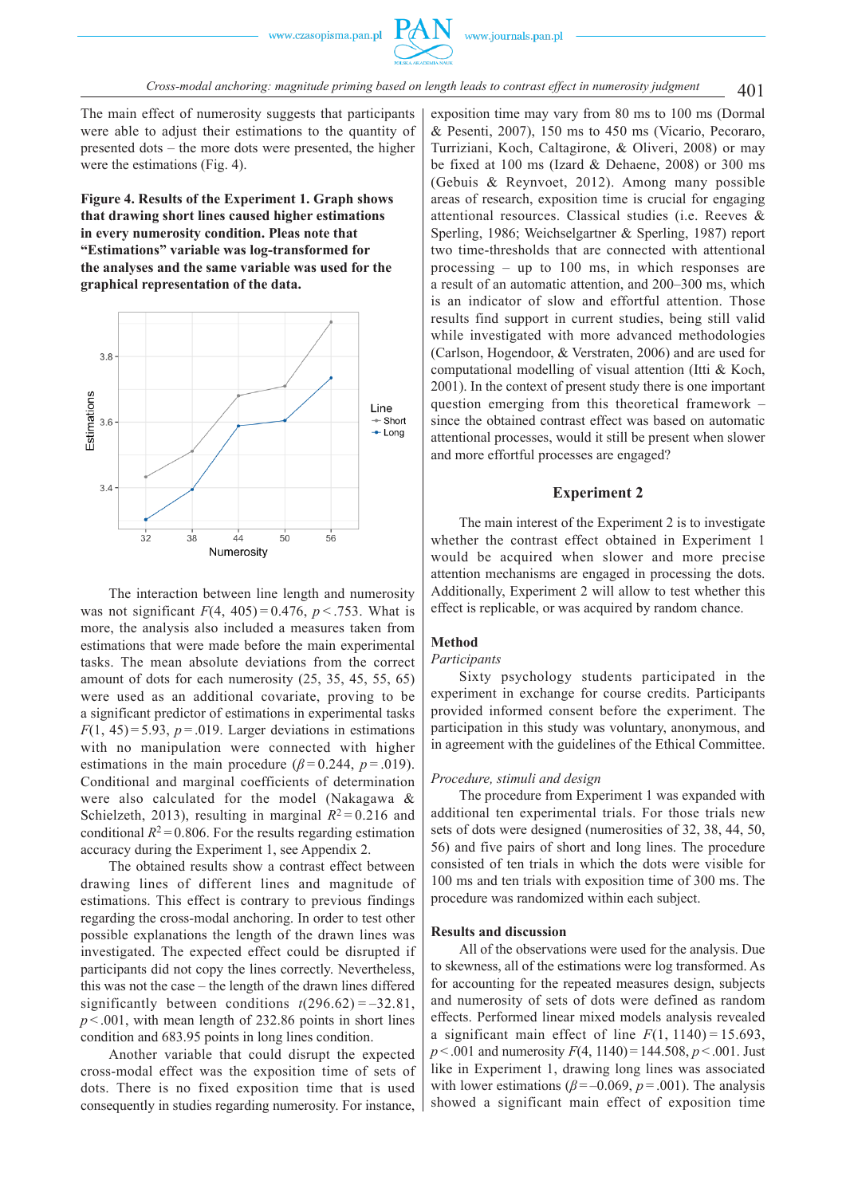The main effect of numerosity suggests that participants were able to adjust their estimations to the quantity of presented dots – the more dots were presented, the higher were the estimations (Fig. 4).

**Figure 4. Results of the Experiment 1. Graph shows that drawing short lines caused higher estimations in every numerosity condition. Pleas note that "Estimations" variable was log-transformed for the analyses and the same variable was used for the graphical representation of the data.**

The interaction between line length and numerosity was not significant $F(4, 405) = 0.476$, $p < .753$. What is more, the analysis also included a measures taken from estimations that were made before the main experimental tasks. The mean absolute deviations from the correct amount of dots for each numerosity (25, 35, 45, 55, 65) were used as an additional covariate, proving to be a significant predictor of estimations in experimental tasks $F(1, 45) = 5.93$, $p = .019$. Larger deviations in estimations with no manipulation were connected with higher estimations in the main procedure ($\beta = 0.244$, $p = .019$). Conditional and marginal coefficients of determination were also calculated for the model (Nakagawa & Schielzeth, 2013), resulting in marginal $R^2 = 0.216$ and conditional $R^2 = 0.806$. For the results regarding estimation accuracy during the Experiment 1, see Appendix 2.

The obtained results show a contrast effect between drawing lines of different lines and magnitude of estimations. This effect is contrary to previous findings regarding the cross-modal anchoring. In order to test other possible explanations the length of the drawn lines was investigated. The expected effect could be disrupted if participants did not copy the lines correctly. Nevertheless, this was not the case – the length of the drawn lines differed significantly between conditions $t(296.62) = -32.81$, $p < .001$, with mean length of 232.86 points in short lines condition and 683.95 points in long lines condition.

Another variable that could disrupt the expected cross-modal effect was the exposition time of sets of dots. There is no fixed exposition time that is used consequently in studies regarding numerosity. For instance, exposition time may vary from 80 ms to 100 ms (Dormal & Pesenti, 2007), 150 ms to 450 ms (Vicario, Pecoraro, Turriziani, Koch, Caltagirone, & Oliveri, 2008) or may be fixed at 100 ms (Izard & Dehaene, 2008) or 300 ms (Gebuis & Reynvoet, 2012). Among many possible areas of research, exposition time is crucial for engaging attentional resources. Classical studies (i.e. Reeves & Sperling, 1986; Weichselgartner & Sperling, 1987) report two time-thresholds that are connected with attentional processing – up to 100 ms, in which responses are a result of an automatic attention, and 200–300 ms, which is an indicator of slow and effortful attention. Those results find support in current studies, being still valid while investigated with more advanced methodologies (Carlson, Hogendoor, & Verstraten, 2006) and are used for computational modelling of visual attention (Itti & Koch, 2001). In the context of present study there is one important question emerging from this theoretical framework – since the obtained contrast effect was based on automatic attentional processes, would it still be present when slower and more effortful processes are engaged?

## Experiment 2

The main interest of the Experiment 2 is to investigate whether the contrast effect obtained in Experiment 1 would be acquired when slower and more precise attention mechanisms are engaged in processing the dots. Additionally, Experiment 2 will allow to test whether this effect is replicable, or was acquired by random chance.

### Method

*Participants*

Sixty psychology students participated in the experiment in exchange for course credits. Participants provided informed consent before the experiment. The participation in this study was voluntary, anonymous, and in agreement with the guidelines of the Ethical Committee.

*Procedure, stimuli and design*

The procedure from Experiment 1 was expanded with additional ten experimental trials. For those trials new sets of dots were designed (numerosities of 32, 38, 44, 50, 56) and five pairs of short and long lines. The procedure consisted of ten trials in which the dots were visible for 100 ms and ten trials with exposition time of 300 ms. The procedure was randomized within each subject.

### Results and discussion

All of the observations were used for the analysis. Due to skewness, all of the estimations were log transformed. As for accounting for the repeated measures design, subjects and numerosity of sets of dots were defined as random effects. Performed linear mixed models analysis revealed a significant main effect of line $F(1, 1140) = 15.693$, $p < .001$ and numerosity $F(4, 1140) = 144.508$, $p < .001$. Just like in Experiment 1, drawing long lines was associated with lower estimations ($\beta = -0.069$, $p = .001$). The analysis showed a significant main effect of exposition time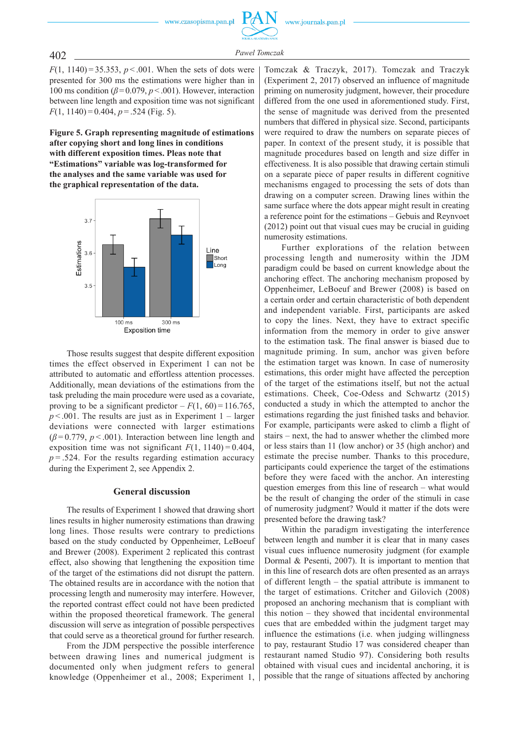$F(1, 1140) = 35.353$, $p < .001$. When the sets of dots were presented for 300 ms the estimations were higher than in 100 ms condition ($\beta = 0.079$, $p < .001$). However, interaction between line length and exposition time was not significant $F(1, 1140) = 0.404$, $p = .524$ (Fig. 5).

**Figure 5. Graph representing magnitude of estimations after copying short and long lines in conditions with different exposition times. Pleas note that "Estimations" variable was log-transformed for the analyses and the same variable was used for the graphical representation of the data.**

Those results suggest that despite different exposition times the effect observed in Experiment 1 can not be attributed to automatic and effortless attention processes. Additionally, mean deviations of the estimations from the task preluding the main procedure were used as a covariate, proving to be a significant predictor – $F(1, 60) = 116.765$, $p < .001$. The results are just as in Experiment 1 – larger deviations were connected with larger estimations ($\beta = 0.779$, $p < .001$). Interaction between line length and exposition time was not significant $F(1, 1140) = 0.404$, $p = .524$. For the results regarding estimation accuracy during the Experiment 2, see Appendix 2.

## General discussion

The results of Experiment 1 showed that drawing short lines results in higher numerosity estimations than drawing long lines. Those results were contrary to predictions based on the study conducted by Oppenheimer, LeBoeuf and Brewer (2008). Experiment 2 replicated this contrast effect, also showing that lengthening the exposition time of the target of the estimations did not disrupt the pattern. The obtained results are in accordance with the notion that processing length and numerosity may interfere. However, the reported contrast effect could not have been predicted within the proposed theoretical framework. The general discussion will serve as integration of possible perspectives that could serve as a theoretical ground for further research.

From the JDM perspective the possible interference between drawing lines and numerical judgment is documented only when judgment refers to general knowledge (Oppenheimer et al., 2008; Experiment 1, Tomczak & Traczyk, 2017). Tomczak and Traczyk (Experiment 2, 2017) observed an influence of magnitude priming on numerosity judgment, however, their procedure differed from the one used in aforementioned study. First, the sense of magnitude was derived from the presented numbers that differed in physical size. Second, participants were required to draw the numbers on separate pieces of paper. In context of the present study, it is possible that magnitude procedures based on length and size differ in effectiveness. It is also possible that drawing certain stimuli on a separate piece of paper results in different cognitive mechanisms engaged to processing the sets of dots than drawing on a computer screen. Drawing lines within the same surface where the dots appear might result in creating a reference point for the estimations – Gebuis and Reynvoet (2012) point out that visual cues may be crucial in guiding numerosity estimations.

Further explorations of the relation between processing length and numerosity within the JDM paradigm could be based on current knowledge about the anchoring effect. The anchoring mechanism proposed by Oppenheimer, LeBoeuf and Brewer (2008) is based on a certain order and certain characteristic of both dependent and independent variable. First, participants are asked to copy the lines. Next, they have to extract specific information from the memory in order to give answer to the estimation task. The final answer is biased due to magnitude priming. In sum, anchor was given before the estimation target was known. In case of numerosity estimations, this order might have affected the perception of the target of the estimations itself, but not the actual estimations. Cheek, Coe-Odess and Schwartz (2015) conducted a study in which the attempted to anchor the estimations regarding the just finished tasks and behavior. For example, participants were asked to climb a flight of stairs – next, the had to answer whether the climbed more or less stairs than 11 (low anchor) or 35 (high anchor) and estimate the precise number. Thanks to this procedure, participants could experience the target of the estimations before they were faced with the anchor. An interesting question emerges from this line of research – what would be the result of changing the order of the stimuli in case of numerosity judgment? Would it matter if the dots were presented before the drawing task?

Within the paradigm investigating the interference between length and number it is clear that in many cases visual cues influence numerosity judgment (for example Dormal & Pesenti, 2007). It is important to mention that in this line of research dots are often presented as an arrays of different length – the spatial attribute is immanent to the target of estimations. Critcher and Gilovich (2008) proposed an anchoring mechanism that is compliant with this notion – they showed that incidental environmental cues that are embedded within the judgment target may influence the estimations (i.e. when judging willingness to pay, restaurant Studio 17 was considered cheaper than restaurant named Studio 97). Considering both results obtained with visual cues and incidental anchoring, it is possible that the range of situations affected by anchoring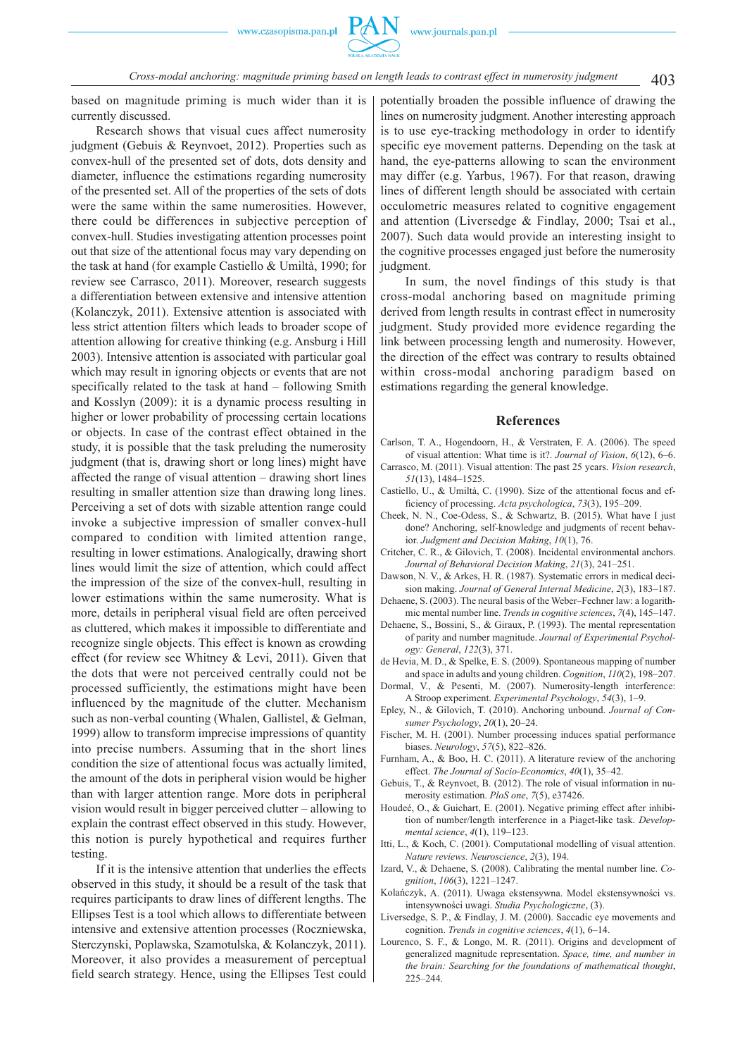based on magnitude priming is much wider than it is currently discussed.

Research shows that visual cues affect numerosity judgment (Gebuis & Reynvoet, 2012). Properties such as convex-hull of the presented set of dots, dots density and diameter, influence the estimations regarding numerosity of the presented set. All of the properties of the sets of dots were the same within the same numerosities. However, there could be differences in subjective perception of convex-hull. Studies investigating attention processes point out that size of the attentional focus may vary depending on the task at hand (for example Castiello & Umiltà, 1990; for review see Carrasco, 2011). Moreover, research suggests a differentiation between extensive and intensive attention (Kolanczyk, 2011). Extensive attention is associated with less strict attention filters which leads to broader scope of attention allowing for creative thinking (e.g. Ansburg i Hill 2003). Intensive attention is associated with particular goal which may result in ignoring objects or events that are not specifically related to the task at hand – following Smith and Kosslyn (2009): it is a dynamic process resulting in higher or lower probability of processing certain locations or objects. In case of the contrast effect obtained in the study, it is possible that the task preluding the numerosity judgment (that is, drawing short or long lines) might have affected the range of visual attention – drawing short lines resulting in smaller attention size than drawing long lines. Perceiving a set of dots with sizable attention range could invoke a subjective impression of smaller convex-hull compared to condition with limited attention range, resulting in lower estimations. Analogically, drawing short lines would limit the size of attention, which could affect the impression of the size of the convex-hull, resulting in lower estimations within the same numerosities. What is more, details in peripheral visual field are often perceived as cluttered, which makes it impossible to differentiate and recognize single objects. This effect is known as crowding effect (for review see Whitney & Levi, 2011). Given that the dots that were not perceived centrally could not be processed sufficiently, the estimations might have been influenced by the magnitude of the clutter. Mechanism such as non-verbal counting (Whalen, Gallistel, & Gelman, 1999) allow to transform imprecise impressions of quantity into precise numbers. Assuming that in the short lines condition the size of attentional focus was actually limited, the amount of the dots in peripheral vision would be higher than with larger attention range. More dots in peripheral vision would result in bigger perceived clutter – allowing to explain the contrast effect observed in this study. However, this notion is purely hypothetical and requires further testing.

If it is the intensive attention that underlies the effects observed in this study, it should be a result of the task that requires participants to draw lines of different lengths. The Ellipses Test is a tool which allows to differentiate between intensive and extensive attention processes (Roczniewska, Sterczynski, Poplawska, Szamotulska, & Kolanczyk, 2011). Moreover, it also provides a measurement of perceptual field search strategy. Hence, using the Ellipses Test could potentially broaden the possible influence of drawing the lines on numerosity judgment. Another interesting approach is to use eye-tracking methodology in order to identify specific eye movement patterns. Depending on the task at hand, the eye-patterns allowing to scan the environment may differ (e.g. Yarbus, 1967). For that reason, drawing lines of different length should be associated with certain occulometric measures related to cognitive engagement and attention (Liversedge & Findlay, 2000; Tsai et al., 2007). Such data would provide an interesting insight to the cognitive processes engaged just before the numerosity judgment.

In sum, the novel findings of this study is that cross-modal anchoring based on magnitude priming derived from length results in contrast effect in numerosity judgment. Study provided more evidence regarding the link between processing length and numerosity. However, the direction of the effect was contrary to results obtained within cross-modal anchoring paradigm based on estimations regarding the general knowledge.

## References

Carlson, T. A., Hogendoorn, H., & Verstraten, F. A. (2006). The speed of visual attention: What time is it? *Journal of Vision*, *6*(12), 6–6.

Carrasco, M. (2011). Visual attention: The past 25 years. *Vision research*, *51*(13), 1484–1525.

Castiello, U., & Umiltà, C. (1990). Size of the attentional focus and efficiency of processing. *Acta psychologica*, *73*(3), 195–209.

Cheek, N. N., Coe-Odess, S., & Schwartz, B. (2015). What have I just done? Anchoring, self-knowledge and judgments of recent behavior. *Judgment and Decision Making*, *10*(1), 76.

Critcher, C. R., & Gilovich, T. (2008). Incidental environmental anchors. *Journal of Behavioral Decision Making*, *21*(3), 241–251.

Dawson, N. V., & Arkes, H. R. (1987). Systematic errors in medical decision making. *Journal of General Internal Medicine*, *2*(3), 183–187.

Dehaene, S. (2003). The neural basis of the Weber–Fechner law: a logarithmic mental number line. *Trends in cognitive sciences*, *7*(4), 145–147.

Dehaene, S., Bossini, S., & Giraux, P. (1993). The mental representation of parity and number magnitude. *Journal of Experimental Psychology: General*, *122*(3), 371.

de Hevia, M. D., & Spelke, E. S. (2009). Spontaneous mapping of number and space in adults and young children. *Cognition*, *110*(2), 198–207.

Dormal, V., & Pesenti, M. (2007). Numerosity-length interference: A Stroop experiment. *Experimental Psychology*, *54*(3), 1–9.

Epley, N., & Gilovich, T. (2010). Anchoring unbound. *Journal of Consumer Psychology*, *20*(1), 20–24.

Fischer, M. H. (2001). Number processing induces spatial performance biases. *Neurology*, *57*(5), 822–826.

Furnham, A., & Boo, H. C. (2011). A literature review of the anchoring effect. *The Journal of Socio-Economics*, *40*(1), 35–42.

Gebuis, T., & Reynvoet, B. (2012). The role of visual information in numerosity estimation. *PloS one*, *7*(5), e37426.

Houdeé, O., & Guichart, E. (2001). Negative priming effect after inhibition of number/length interference in a Piaget-like task. *Developmental science*, *4*(1), 119–123.

Itti, L., & Koch, C. (2001). Computational modelling of visual attention. *Nature reviews. Neuroscience*, *2*(3), 194.

Izard, V., & Dehaene, S. (2008). Calibrating the mental number line. *Cognition*, *106*(3), 1221–1247.

Kolańczyk, A. (2011). Uwaga ekstensywna. Model ekstensywności vs. intensywności uwagi. *Studia Psychologiczne*, (3).

Liversedge, S. P., & Findlay, J. M. (2000). Saccadic eye movements and cognition. *Trends in cognitive sciences*, *4*(1), 6–14.

Lourenco, S. F., & Longo, M. R. (2011). Origins and development of generalized magnitude representation. *Space, time, and number in the brain: Searching for the foundations of mathematical thought*, 225–244.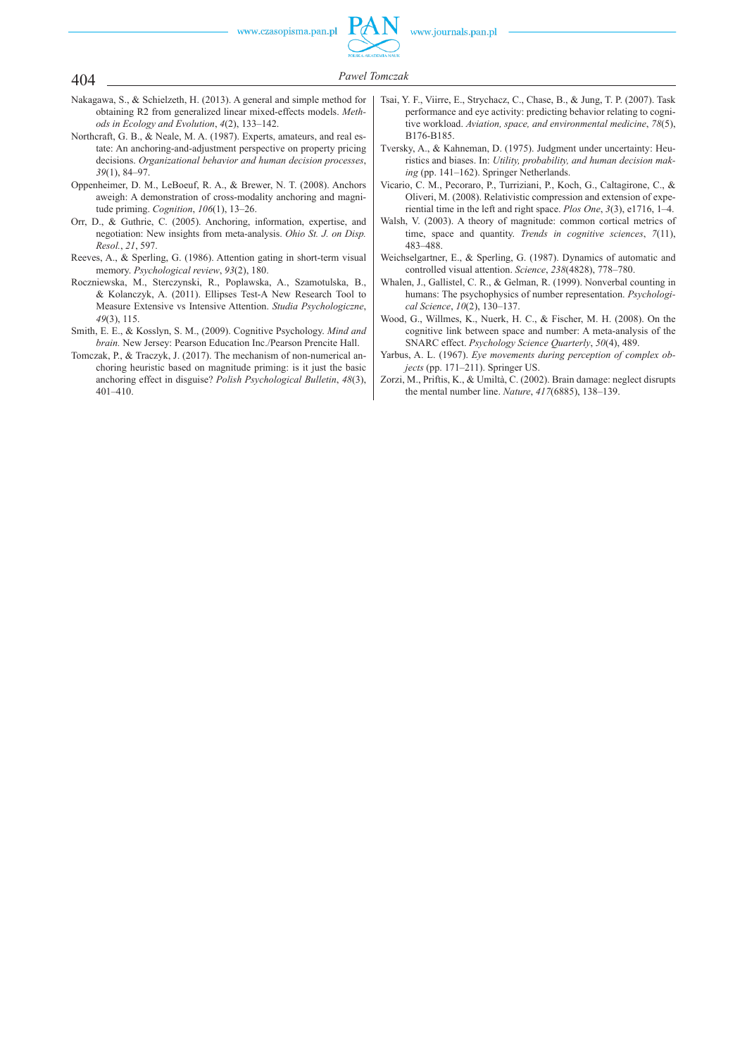Nakagawa, S., & Schielzeth, H. (2013). A general and simple method for obtaining R2 from generalized linear mixed-effects models. *Methods in Ecology and Evolution*, *4*(2), 133–142.

Northcraft, G. B., & Neale, M. A. (1987). Experts, amateurs, and real estate: An anchoring-and-adjustment perspective on property pricing decisions. *Organizational behavior and human decision processes*, *39*(1), 84–97.

Oppenheimer, D. M., LeBoeuf, R. A., & Brewer, N. T. (2008). Anchors aweigh: A demonstration of cross-modality anchoring and magnitude priming. *Cognition*, *106*(1), 13–26.

Orr, D., & Guthrie, C. (2005). Anchoring, information, expertise, and negotiation: New insights from meta-analysis. *Ohio St. J. on Disp. Resol.*, *21*, 597.

Reeves, A., & Sperling, G. (1986). Attention gating in short-term visual memory. *Psychological review*, *93*(2), 180.

Roczniewska, M., Sterczynski, R., Poplawska, A., Szamotulska, B., & Kolanczyk, A. (2011). Ellipses Test-A New Research Tool to Measure Extensive vs Intensive Attention. *Studia Psychologiczne*, *49*(3), 115.

Smith, E. E., & Kosslyn, S. M., (2009). Cognitive Psychology. *Mind and brain.* New Jersey: Pearson Education Inc./Pearson Prencite Hall.

Tomczak, P., & Traczyk, J. (2017). The mechanism of non-numerical anchoring heuristic based on magnitude priming: is it just the basic anchoring effect in disguise? *Polish Psychological Bulletin*, *48*(3), 401–410.

Tsai, Y. F., Viirre, E., Strychacz, C., Chase, B., & Jung, T. P. (2007). Task performance and eye activity: predicting behavior relating to cognitive workload. *Aviation, space, and environmental medicine*, *78*(5), B176-B185.

Tversky, A., & Kahneman, D. (1975). Judgment under uncertainty: Heuristics and biases. In: *Utility, probability, and human decision making* (pp. 141–162). Springer Netherlands.

Vicario, C. M., Pecoraro, P., Turriziani, P., Koch, G., Caltagirone, C., & Oliveri, M. (2008). Relativistic compression and extension of experiential time in the left and right space. *Plos One*, *3*(3), e1716, 1–4.

Walsh, V. (2003). A theory of magnitude: common cortical metrics of time, space and quantity. *Trends in cognitive sciences*, *7*(11), 483–488.

Weichselgartner, E., & Sperling, G. (1987). Dynamics of automatic and controlled visual attention. *Science*, *238*(4828), 778–780.

Whalen, J., Gallistel, C. R., & Gelman, R. (1999). Nonverbal counting in humans: The psychophysics of number representation. *Psychological Science*, *10*(2), 130–137.

Wood, G., Willmes, K., Nuerk, H. C., & Fischer, M. H. (2008). On the cognitive link between space and number: A meta-analysis of the SNARC effect. *Psychology Science Quarterly*, *50*(4), 489.

Yarbus, A. L. (1967). *Eye movements during perception of complex objects* (pp. 171–211). Springer US.

Zorzi, M., Priftis, K., & Umiltà, C. (2002). Brain damage: neglect disrupts the mental number line. *Nature*, *417*(6885), 138–139.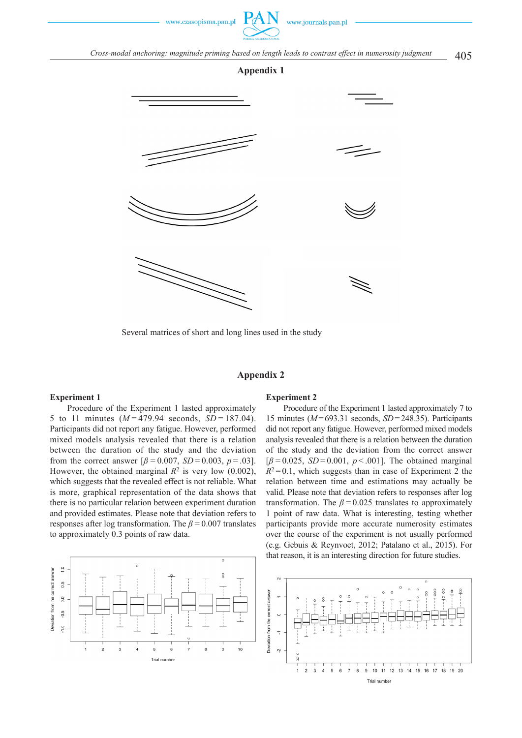## Appendix 1

Several matrices of short and long lines used in the study

## Appendix 2

### Experiment 1

Procedure of the Experiment 1 lasted approximately 5 to 11 minutes ($M = 479.94$ seconds, $SD = 187.04$). Participants did not report any fatigue. However, performed mixed models analysis revealed that there is a relation between the duration of the study and the deviation from the correct answer [$\beta = 0.007$, $SD = 0.003$, $p = .03$]. However, the obtained marginal $R^2$ is very low (0.002), which suggests that the revealed effect is not reliable. What is more, graphical representation of the data shows that there is no particular relation between experiment duration and provided estimates. Please note that deviation refers to responses after log transformation. The $\beta = 0.007$ translates to approximately 0.3 points of raw data.

Deviation from the correct answer

1.0
0.5
0.0
-0.5
-1.0

1 2 3 4 5 6 7 8 9 10

Trial number

### Experiment 2

Procedure of the Experiment 1 lasted approximately 7 to 15 minutes ($M = 693.31$ seconds, $SD = 248.35$). Participants did not report any fatigue. However, performed mixed models analysis revealed that there is a relation between the duration of the study and the deviation from the correct answer [$\beta = 0.025$, $SD = 0.001$, $p < .001$]. The obtained marginal $R^2 = 0.1$, which suggests than in case of Experiment 2 the relation between time and estimations may actually be valid. Please note that deviation refers to responses after log transformation. The $\beta = 0.025$ translates to approximately 1 point of raw data. What is interesting, testing whether participants provide more accurate numerosity estimates over the course of the experiment is not usually performed (e.g. Gebuis & Reynvoet, 2012; Patalano et al., 2015). For that reason, it is an interesting direction for future studies.

Deviation from the correct answer

2
1
0
-1
-2

1 2 3 4 5 6 7 8 9 10 11 12 13 14 15 16 17 18 19 20

Trial number